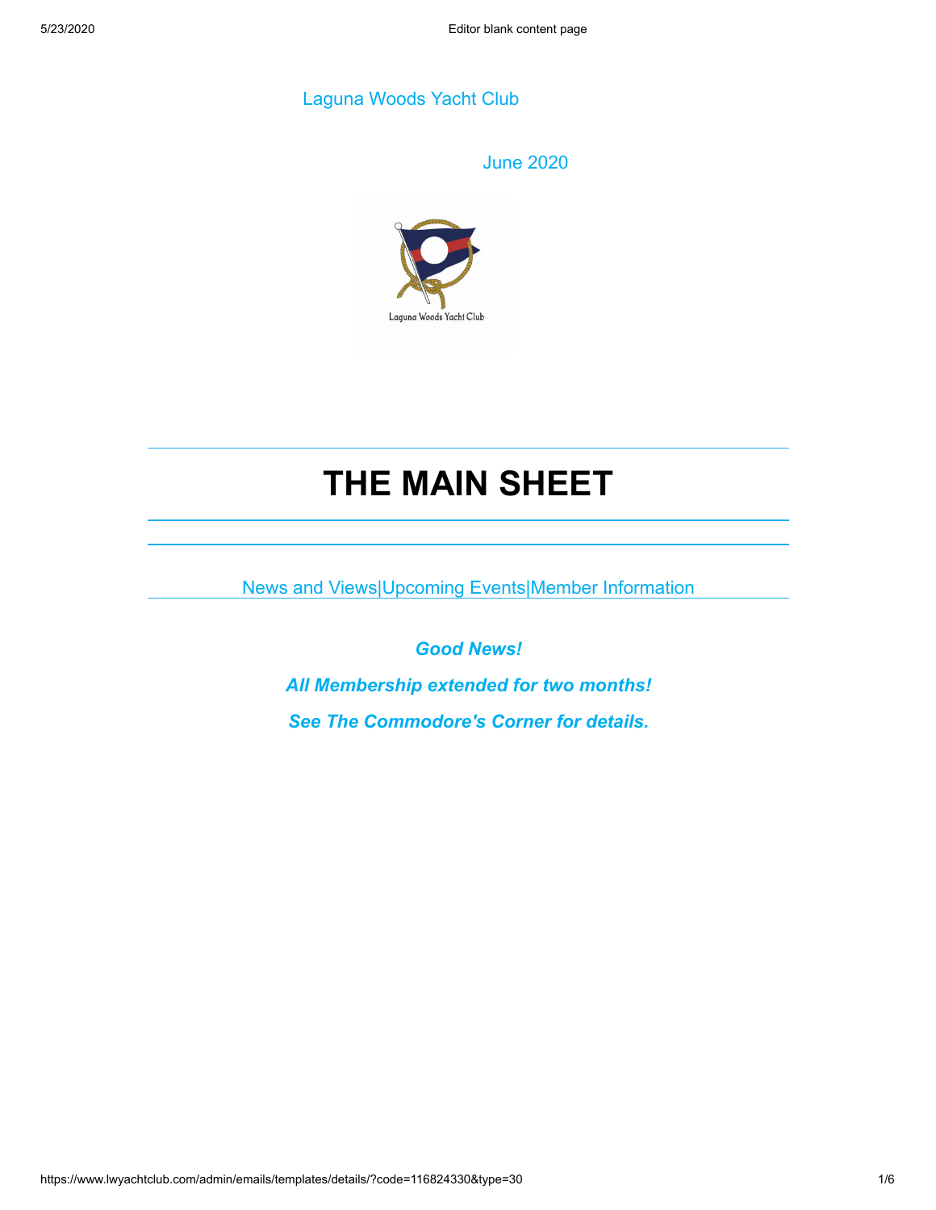Laguna Woods Yacht Club

June 2020

# THE MAIN SHEET

News and Views|Upcoming Events|Member Information

***Good News!***

***All Membership extended for two months!***

***See The Commodore's Corner for details.***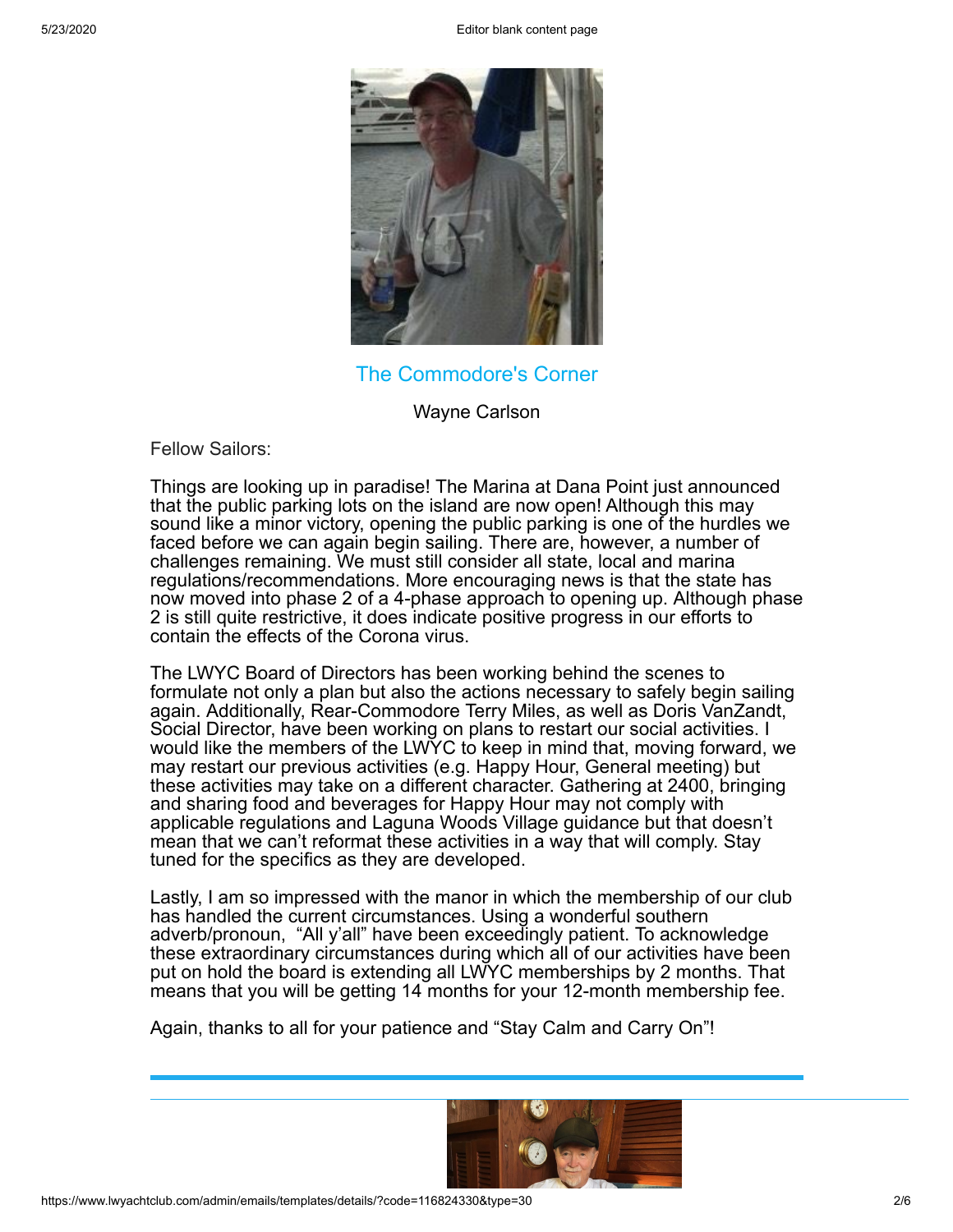## The Commodore's Corner

Wayne Carlson

Fellow Sailors:

Things are looking up in paradise! The Marina at Dana Point just announced that the public parking lots on the island are now open! Although this may sound like a minor victory, opening the public parking is one of the hurdles we faced before we can again begin sailing. There are, however, a number of challenges remaining. We must still consider all state, local and marina regulations/recommendations. More encouraging news is that the state has now moved into phase 2 of a 4-phase approach to opening up. Although phase 2 is still quite restrictive, it does indicate positive progress in our efforts to contain the effects of the Corona virus.

The LWYC Board of Directors has been working behind the scenes to formulate not only a plan but also the actions necessary to safely begin sailing again. Additionally, Rear-Commodore Terry Miles, as well as Doris VanZandt, Social Director, have been working on plans to restart our social activities. I would like the members of the LWYC to keep in mind that, moving forward, we may restart our previous activities (e.g. Happy Hour, General meeting) but these activities may take on a different character. Gathering at 2400, bringing and sharing food and beverages for Happy Hour may not comply with applicable regulations and Laguna Woods Village guidance but that doesn't mean that we can't reformat these activities in a way that will comply. Stay tuned for the specifics as they are developed.

Lastly, I am so impressed with the manor in which the membership of our club has handled the current circumstances. Using a wonderful southern adverb/pronoun, "All y'all" have been exceedingly patient. To acknowledge these extraordinary circumstances during which all of our activities have been put on hold the board is extending all LWYC memberships by 2 months. That means that you will be getting 14 months for your 12-month membership fee.

Again, thanks to all for your patience and "Stay Calm and Carry On"!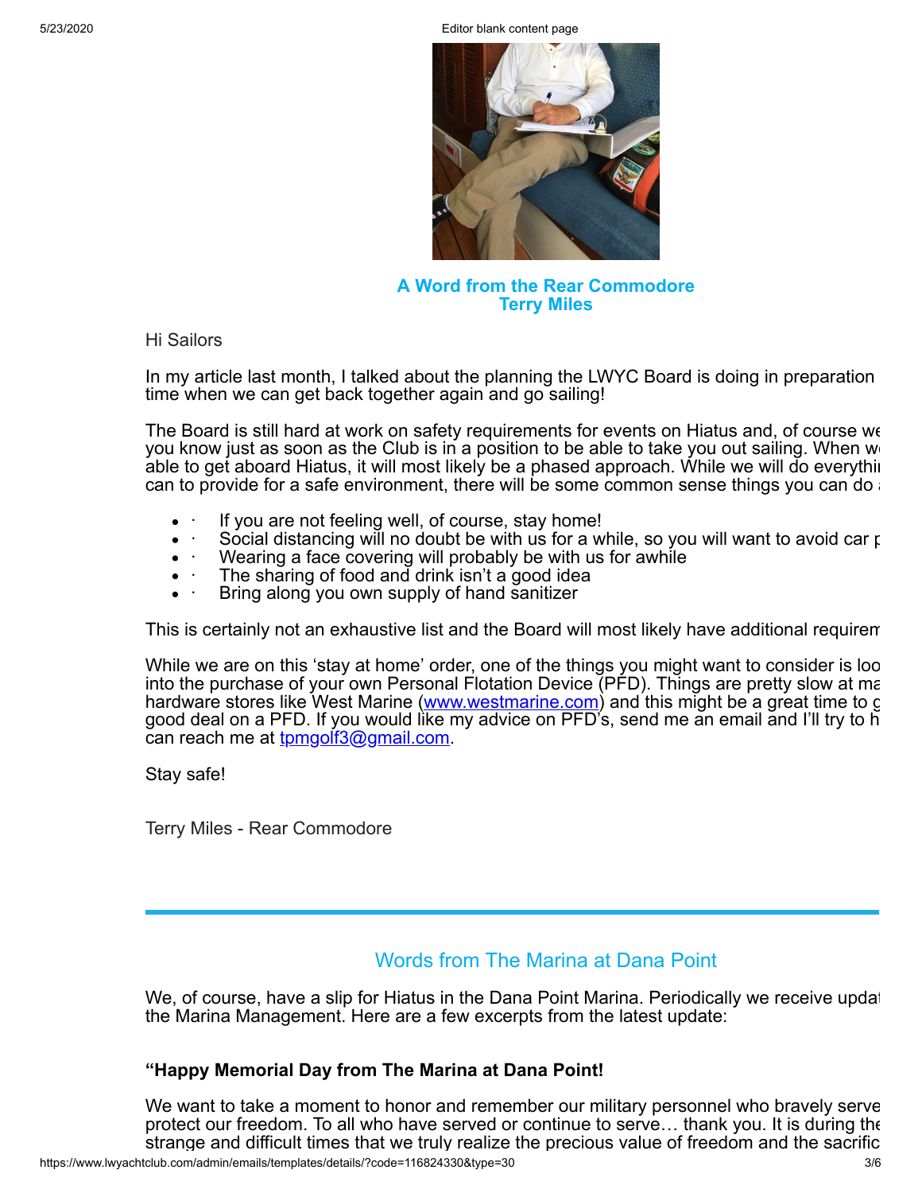## A Word from the Rear Commodore
## Terry Miles

Hi Sailors

In my article last month, I talked about the planning the LWYC Board is doing in preparation time when we can get back together again and go sailing!

The Board is still hard at work on safety requirements for events on Hiatus and, of course we you know just as soon as the Club is in a position to be able to take you out sailing. When w able to get aboard Hiatus, it will most likely be a phased approach. While we will do everythi can to provide for a safe environment, there will be some common sense things you can do

- · If you are not feeling well, of course, stay home!
- · Social distancing will no doubt be with us for a while, so you will want to avoid car p
- · Wearing a face covering will probably be with us for awhile
- · The sharing of food and drink isn't a good idea
- · Bring along you own supply of hand sanitizer

This is certainly not an exhaustive list and the Board will most likely have additional requirem

While we are on this 'stay at home' order, one of the things you might want to consider is loo into the purchase of your own Personal Flotation Device (PFD). Things are pretty slow at ma hardware stores like West Marine (www.westmarine.com) and this might be a great time to g good deal on a PFD. If you would like my advice on PFD's, send me an email and I'll try to h can reach me at tpmgolf3@gmail.com.

Stay safe!

Terry Miles - Rear Commodore

---

## Words from The Marina at Dana Point

We, of course, have a slip for Hiatus in the Dana Point Marina. Periodically we receive updat the Marina Management. Here are a few excerpts from the latest update:

**"Happy Memorial Day from The Marina at Dana Point!**

We want to take a moment to honor and remember our military personnel who bravely serve protect our freedom. To all who have served or continue to serve… thank you. It is during the strange and difficult times that we truly realize the precious value of freedom and the sacrific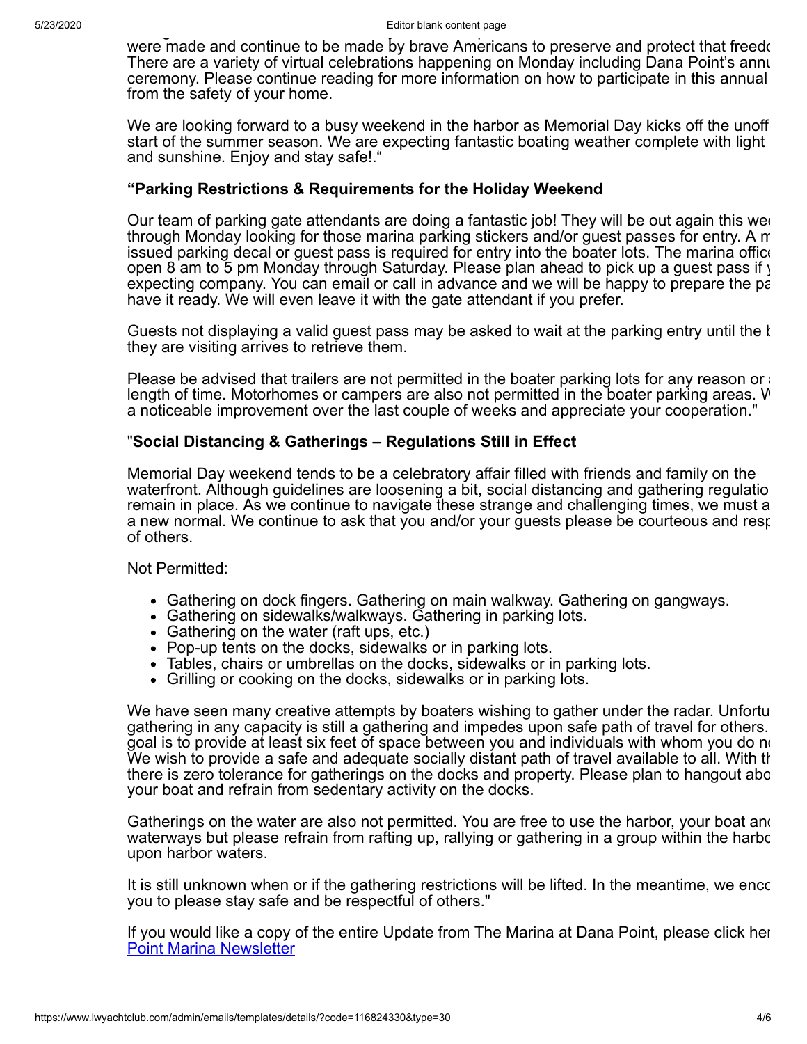were made and continue to be made by brave Americans to preserve and protect that freedo There are a variety of virtual celebrations happening on Monday including Dana Point's annu ceremony. Please continue reading for more information on how to participate in this annual from the safety of your home.

We are looking forward to a busy weekend in the harbor as Memorial Day kicks off the unoff start of the summer season. We are expecting fantastic boating weather complete with light and sunshine. Enjoy and stay safe!."

**"Parking Restrictions & Requirements for the Holiday Weekend**

Our team of parking gate attendants are doing a fantastic job! They will be out again this we through Monday looking for those marina parking stickers and/or guest passes for entry. A m issued parking decal or guest pass is required for entry into the boater lots. The marina office open 8 am to 5 pm Monday through Saturday. Please plan ahead to pick up a guest pass if y expecting company. You can email or call in advance and we will be happy to prepare the pa have it ready. We will even leave it with the gate attendant if you prefer.

Guests not displaying a valid guest pass may be asked to wait at the parking entry until the b they are visiting arrives to retrieve them.

Please be advised that trailers are not permitted in the boater parking lots for any reason or a length of time. Motorhomes or campers are also not permitted in the boater parking areas. W a noticeable improvement over the last couple of weeks and appreciate your cooperation."

"**Social Distancing & Gatherings – Regulations Still in Effect**

Memorial Day weekend tends to be a celebratory affair filled with friends and family on the waterfront. Although guidelines are loosening a bit, social distancing and gathering regulatio remain in place. As we continue to navigate these strange and challenging times, we must a a new normal. We continue to ask that you and/or your guests please be courteous and resp of others.

Not Permitted:

- Gathering on dock fingers. Gathering on main walkway. Gathering on gangways.
- Gathering on sidewalks/walkways. Gathering in parking lots.
- Gathering on the water (raft ups, etc.)
- Pop-up tents on the docks, sidewalks or in parking lots.
- Tables, chairs or umbrellas on the docks, sidewalks or in parking lots.
- Grilling or cooking on the docks, sidewalks or in parking lots.

We have seen many creative attempts by boaters wishing to gather under the radar. Unfortu gathering in any capacity is still a gathering and impedes upon safe path of travel for others. goal is to provide at least six feet of space between you and individuals with whom you do n We wish to provide a safe and adequate socially distant path of travel available to all. With th there is zero tolerance for gatherings on the docks and property. Please plan to hangout abo your boat and refrain from sedentary activity on the docks.

Gatherings on the water are also not permitted. You are free to use the harbor, your boat and waterways but please refrain from rafting up, rallying or gathering in a group within the harbo upon harbor waters.

It is still unknown when or if the gathering restrictions will be lifted. In the meantime, we enco you to please stay safe and be respectful of others."

If you would like a copy of the entire Update from The Marina at Dana Point, please click her [Point Marina Newsletter]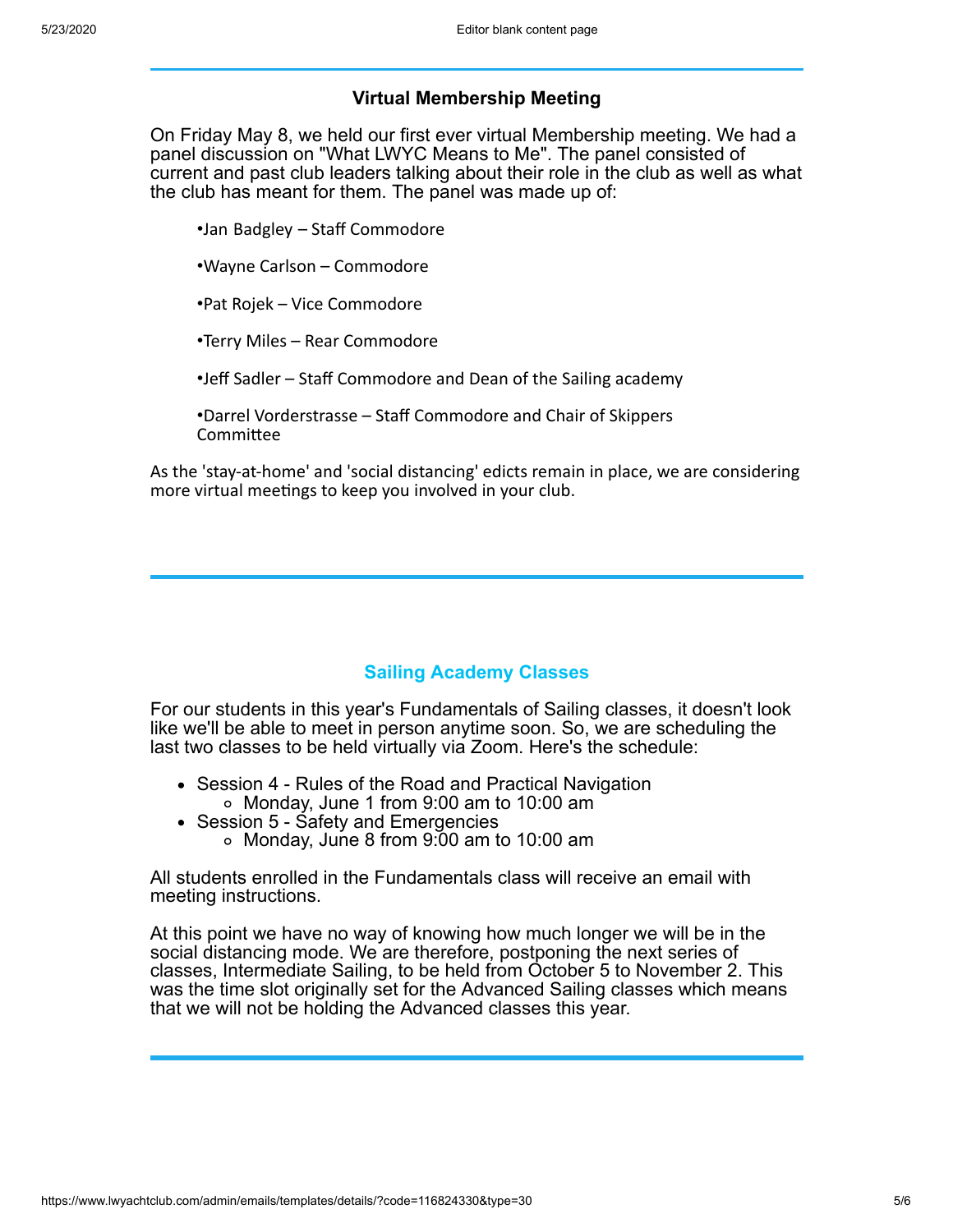## Virtual Membership Meeting

On Friday May 8, we held our first ever virtual Membership meeting. We had a panel discussion on "What LWYC Means to Me". The panel consisted of current and past club leaders talking about their role in the club as well as what the club has meant for them. The panel was made up of:

- Jan Badgley – Staff Commodore
- Wayne Carlson – Commodore
- Pat Rojek – Vice Commodore
- Terry Miles – Rear Commodore
- Jeff Sadler – Staff Commodore and Dean of the Sailing academy
- Darrel Vorderstrasse – Staff Commodore and Chair of Skippers Committee

As the 'stay-at-home' and 'social distancing' edicts remain in place, we are considering more virtual meetings to keep you involved in your club.

---

## Sailing Academy Classes

For our students in this year's Fundamentals of Sailing classes, it doesn't look like we'll be able to meet in person anytime soon. So, we are scheduling the last two classes to be held virtually via Zoom. Here's the schedule:

- Session 4 - Rules of the Road and Practical Navigation
  - Monday, June 1 from 9:00 am to 10:00 am
- Session 5 - Safety and Emergencies
  - Monday, June 8 from 9:00 am to 10:00 am

All students enrolled in the Fundamentals class will receive an email with meeting instructions.

At this point we have no way of knowing how much longer we will be in the social distancing mode. We are therefore, postponing the next series of classes, Intermediate Sailing, to be held from October 5 to November 2. This was the time slot originally set for the Advanced Sailing classes which means that we will not be holding the Advanced classes this year.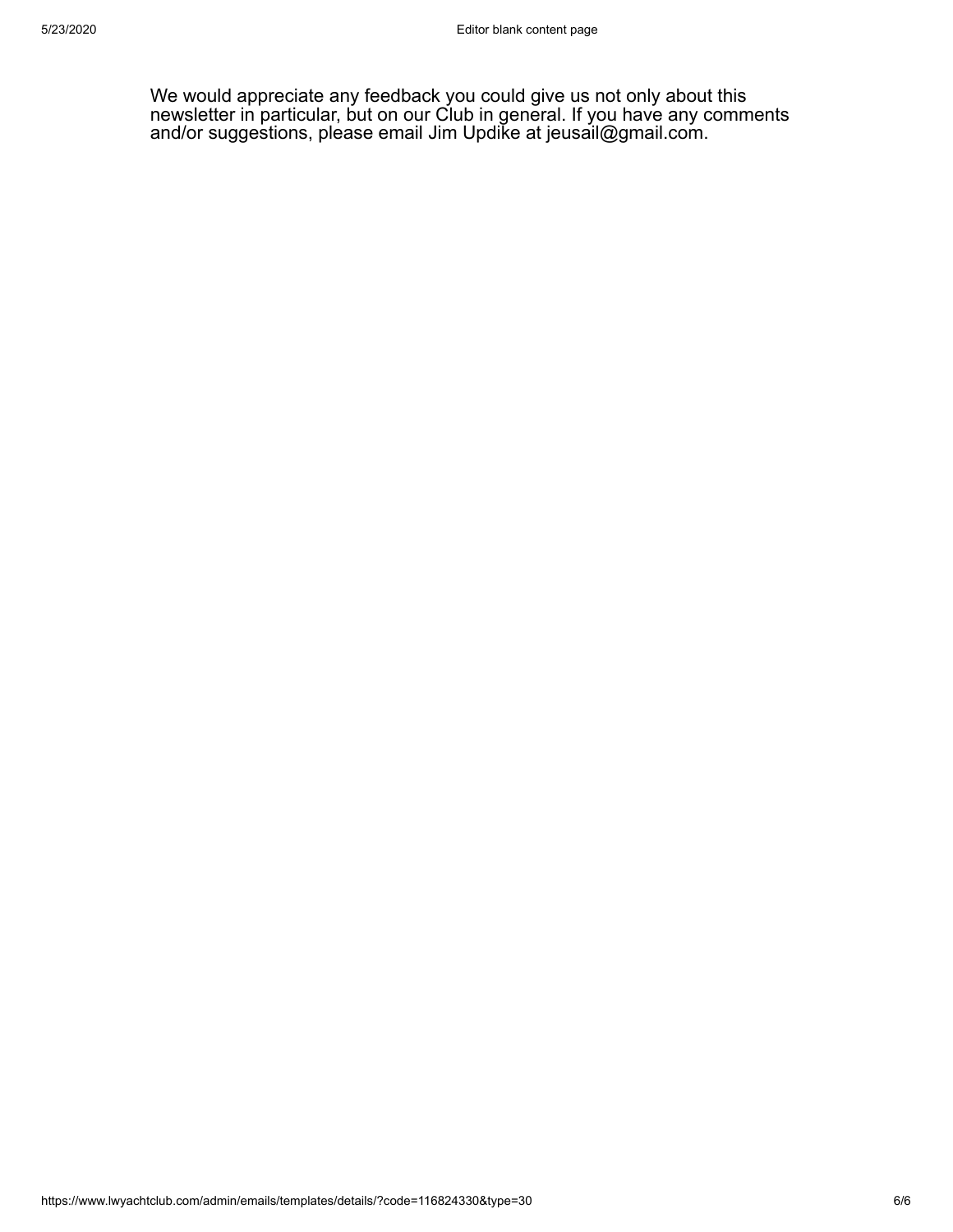We would appreciate any feedback you could give us not only about this newsletter in particular, but on our Club in general. If you have any comments and/or suggestions, please email Jim Updike at jeusail@gmail.com.